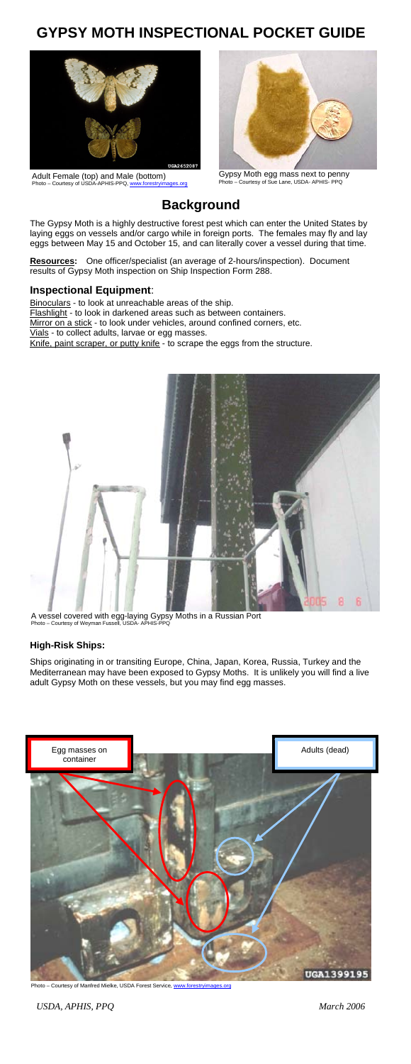# GYPSY MOTH INSPECTIONAL POCKET GUIDE

Adult Female (top) and Male (bottom)
Photo – Courtesy of USDA-APHIS-PPQ, www.forestryimages.org

Gypsy Moth egg mass next to penny
Photo – Courtesy of Sue Lane, USDA- APHIS- PPQ

## Background

The Gypsy Moth is a highly destructive forest pest which can enter the United States by laying eggs on vessels and/or cargo while in foreign ports. The females may fly and lay eggs between May 15 and October 15, and can literally cover a vessel during that time.

**Resources:** One officer/specialist (an average of 2-hours/inspection). Document results of Gypsy Moth inspection on Ship Inspection Form 288.

### Inspectional Equipment:

Binoculars - to look at unreachable areas of the ship.
Flashlight - to look in darkened areas such as between containers.
Mirror on a stick - to look under vehicles, around confined corners, etc.
Vials - to collect adults, larvae or egg masses.
Knife, paint scraper, or putty knife - to scrape the eggs from the structure.

A vessel covered with egg-laying Gypsy Moths in a Russian Port
Photo – Courtesy of Weyman Fussell, USDA- APHIS-PPQ

#### High-Risk Ships:

Ships originating in or transiting Europe, China, Japan, Korea, Russia, Turkey and the Mediterranean may have been exposed to Gypsy Moths. It is unlikely you will find a live adult Gypsy Moth on these vessels, but you may find egg masses.

Egg masses on container

Adults (dead)

Photo – Courtesy of Manfred Mielke, USDA Forest Service, www.forestryimages.org

*USDA, APHIS, PPQ* *March 2006*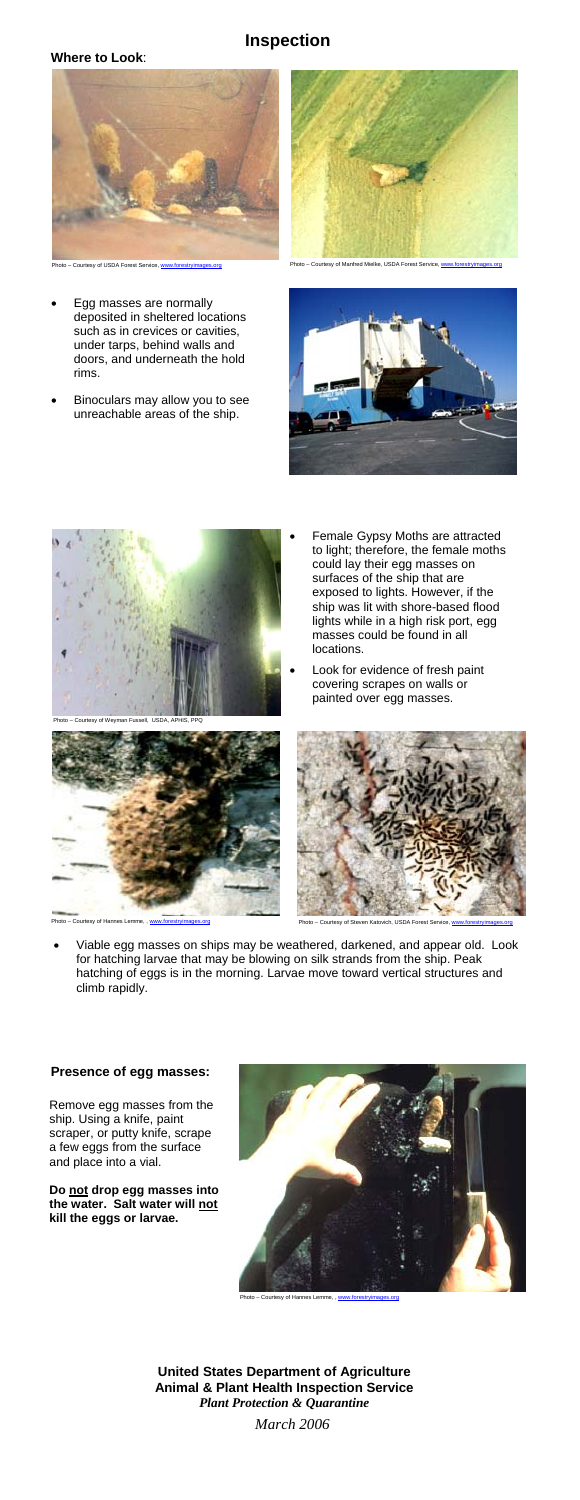# Inspection

**Where to Look**:

Photo – Courtesy of USDA Forest Service, www.forestryimages.org

Photo – Courtesy of Manfred Mielke, USDA Forest Service, www.forestryimages.org

- Egg masses are normally deposited in sheltered locations such as in crevices or cavities, under tarps, behind walls and doors, and underneath the hold rims.
- Binoculars may allow you to see unreachable areas of the ship.

Photo – Courtesy of Weyman Fussell, USDA, APHIS, PPQ

- Female Gypsy Moths are attracted to light; therefore, the female moths could lay their egg masses on surfaces of the ship that are exposed to lights. However, if the ship was lit with shore-based flood lights while in a high risk port, egg masses could be found in all locations.
- Look for evidence of fresh paint covering scrapes on walls or painted over egg masses.

Photo – Courtesy of Hannes Lemme, . www.forestryimages.org

Photo – Courtesy of Steven Katovich, USDA Forest Service, www.forestryimages.org

- Viable egg masses on ships may be weathered, darkened, and appear old. Look for hatching larvae that may be blowing on silk strands from the ship. Peak hatching of eggs is in the morning. Larvae move toward vertical structures and climb rapidly.

**Presence of egg masses:**

Remove egg masses from the ship. Using a knife, paint scraper, or putty knife, scrape a few eggs from the surface and place into a vial.

**Do not drop egg masses into the water. Salt water will not kill the eggs or larvae.**

Photo – Courtesy of Hannes Lemme, . www.forestryimages.org

**United States Department of Agriculture**
**Animal & Plant Health Inspection Service**
***Plant Protection & Quarantine***

*March 2006*